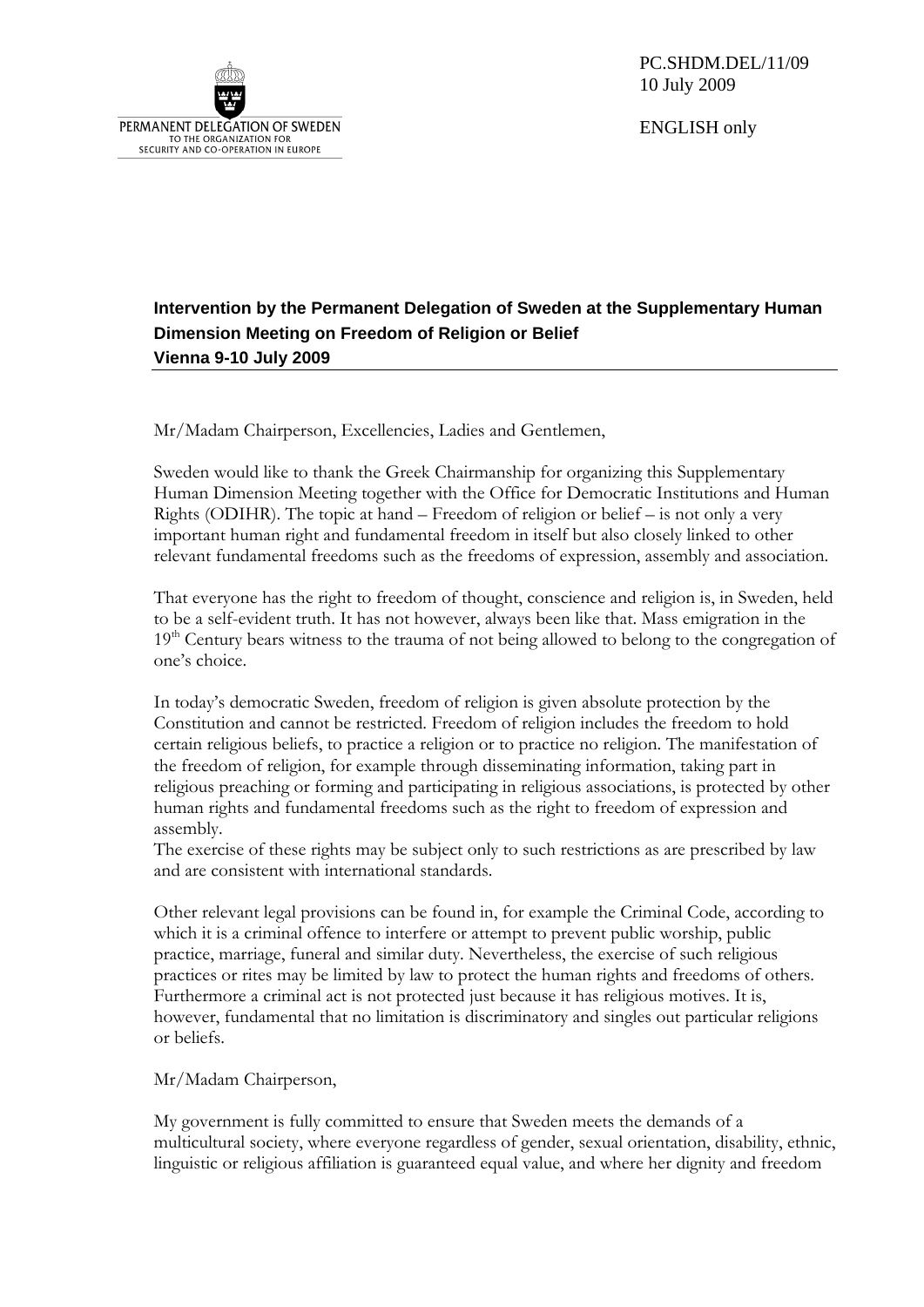PERMANENT DELEGATION OF SWEDEN
TO THE ORGANIZATION FOR
SECURITY AND CO-OPERATION IN EUROPE

PC.SHDM.DEL/11/09
10 July 2009

ENGLISH only

## Intervention by the Permanent Delegation of Sweden at the Supplementary Human Dimension Meeting on Freedom of Religion or Belief
**Vienna 9-10 July 2009**

Mr/Madam Chairperson, Excellencies, Ladies and Gentlemen,

Sweden would like to thank the Greek Chairmanship for organizing this Supplementary Human Dimension Meeting together with the Office for Democratic Institutions and Human Rights (ODIHR). The topic at hand – Freedom of religion or belief – is not only a very important human right and fundamental freedom in itself but also closely linked to other relevant fundamental freedoms such as the freedoms of expression, assembly and association.

That everyone has the right to freedom of thought, conscience and religion is, in Sweden, held to be a self-evident truth. It has not however, always been like that. Mass emigration in the 19th Century bears witness to the trauma of not being allowed to belong to the congregation of one's choice.

In today's democratic Sweden, freedom of religion is given absolute protection by the Constitution and cannot be restricted. Freedom of religion includes the freedom to hold certain religious beliefs, to practice a religion or to practice no religion. The manifestation of the freedom of religion, for example through disseminating information, taking part in religious preaching or forming and participating in religious associations, is protected by other human rights and fundamental freedoms such as the right to freedom of expression and assembly.
The exercise of these rights may be subject only to such restrictions as are prescribed by law and are consistent with international standards.

Other relevant legal provisions can be found in, for example the Criminal Code, according to which it is a criminal offence to interfere or attempt to prevent public worship, public practice, marriage, funeral and similar duty. Nevertheless, the exercise of such religious practices or rites may be limited by law to protect the human rights and freedoms of others. Furthermore a criminal act is not protected just because it has religious motives. It is, however, fundamental that no limitation is discriminatory and singles out particular religions or beliefs.

Mr/Madam Chairperson,

My government is fully committed to ensure that Sweden meets the demands of a multicultural society, where everyone regardless of gender, sexual orientation, disability, ethnic, linguistic or religious affiliation is guaranteed equal value, and where her dignity and freedom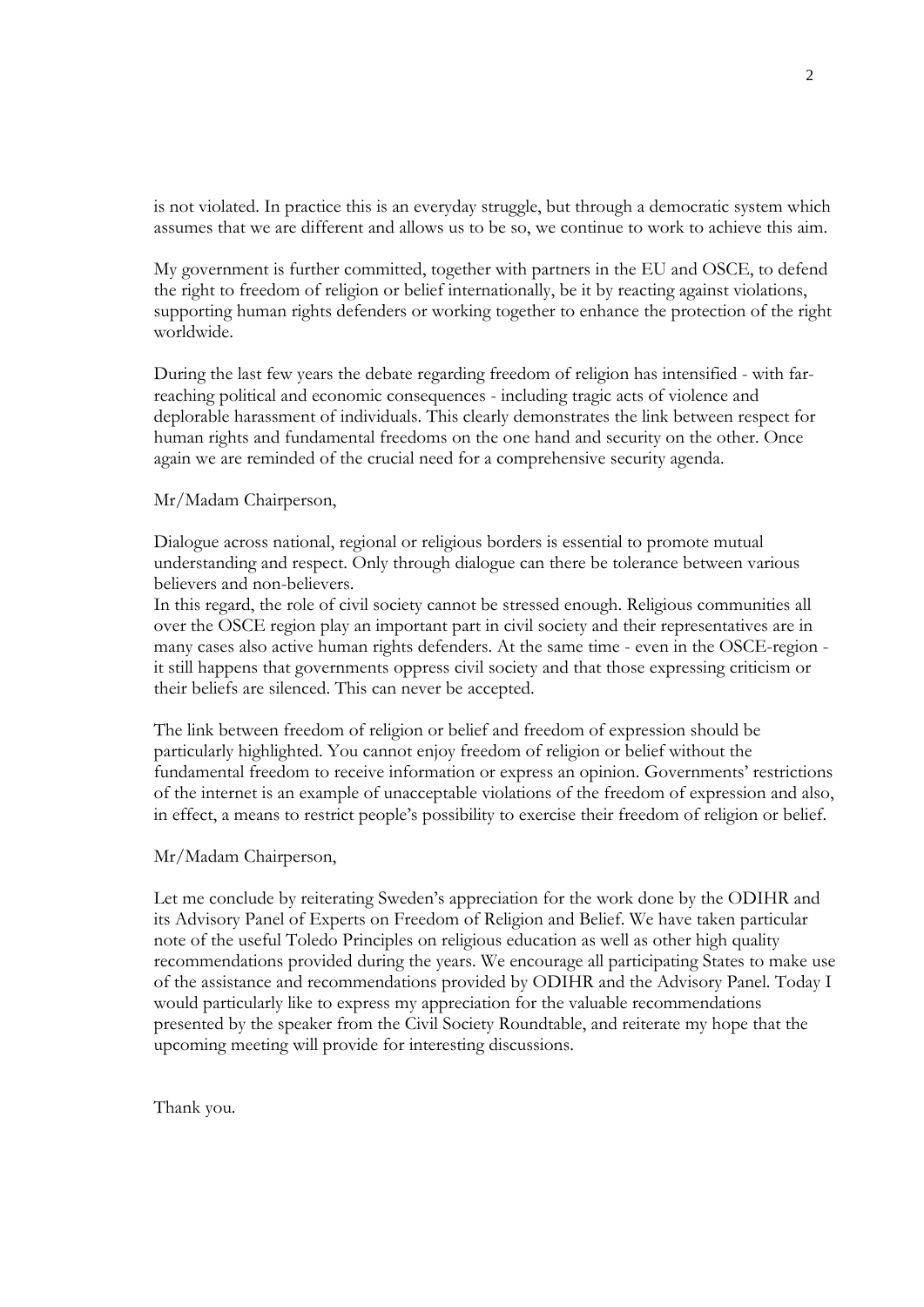is not violated. In practice this is an everyday struggle, but through a democratic system which assumes that we are different and allows us to be so, we continue to work to achieve this aim.

My government is further committed, together with partners in the EU and OSCE, to defend the right to freedom of religion or belief internationally, be it by reacting against violations, supporting human rights defenders or working together to enhance the protection of the right worldwide.

During the last few years the debate regarding freedom of religion has intensified - with far-reaching political and economic consequences - including tragic acts of violence and deplorable harassment of individuals. This clearly demonstrates the link between respect for human rights and fundamental freedoms on the one hand and security on the other. Once again we are reminded of the crucial need for a comprehensive security agenda.

Mr/Madam Chairperson,

Dialogue across national, regional or religious borders is essential to promote mutual understanding and respect. Only through dialogue can there be tolerance between various believers and non-believers.
In this regard, the role of civil society cannot be stressed enough. Religious communities all over the OSCE region play an important part in civil society and their representatives are in many cases also active human rights defenders. At the same time - even in the OSCE-region - it still happens that governments oppress civil society and that those expressing criticism or their beliefs are silenced. This can never be accepted.

The link between freedom of religion or belief and freedom of expression should be particularly highlighted. You cannot enjoy freedom of religion or belief without the fundamental freedom to receive information or express an opinion. Governments' restrictions of the internet is an example of unacceptable violations of the freedom of expression and also, in effect, a means to restrict people's possibility to exercise their freedom of religion or belief.

Mr/Madam Chairperson,

Let me conclude by reiterating Sweden's appreciation for the work done by the ODIHR and its Advisory Panel of Experts on Freedom of Religion and Belief. We have taken particular note of the useful Toledo Principles on religious education as well as other high quality recommendations provided during the years. We encourage all participating States to make use of the assistance and recommendations provided by ODIHR and the Advisory Panel. Today I would particularly like to express my appreciation for the valuable recommendations presented by the speaker from the Civil Society Roundtable, and reiterate my hope that the upcoming meeting will provide for interesting discussions.

Thank you.